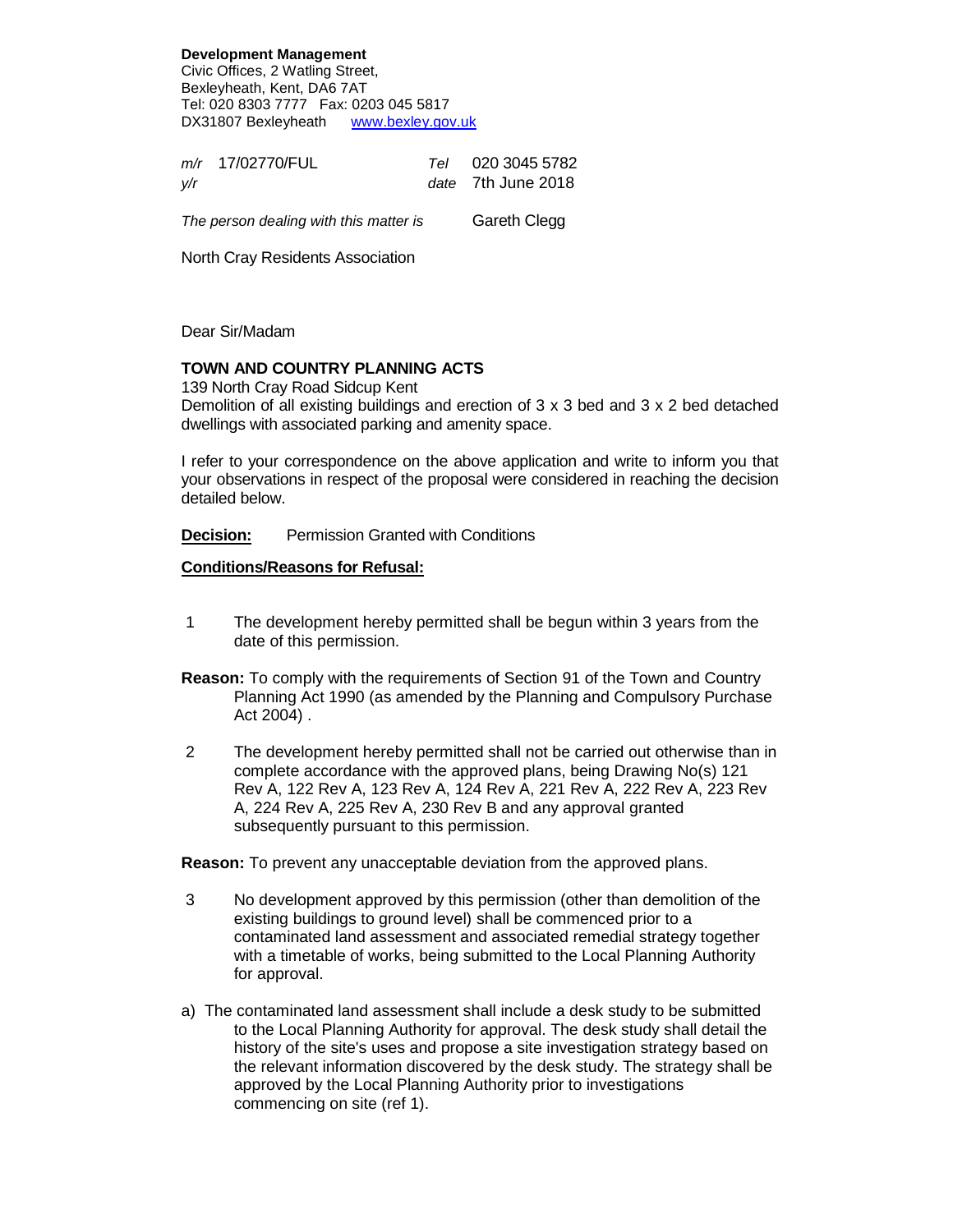**Development Management**
Civic Offices, 2 Watling Street,
Bexleyheath, Kent, DA6 7AT
Tel: 020 8303 7777 Fax: 0203 045 5817
DX31807 Bexleyheath [www.bexley.gov.uk](http://www.bexley.gov.uk)

| | | | |
|---|---|---|---|
| *m/r* | 17/02770/FUL | *Tel* | 020 3045 5782 |
| *y/r* | | *date* | 7th June 2018 |

*The person dealing with this matter is* Gareth Clegg

North Cray Residents Association

Dear Sir/Madam

**TOWN AND COUNTRY PLANNING ACTS**
139 North Cray Road Sidcup Kent
Demolition of all existing buildings and erection of 3 x 3 bed and 3 x 2 bed detached dwellings with associated parking and amenity space.

I refer to your correspondence on the above application and write to inform you that your observations in respect of the proposal were considered in reaching the decision detailed below.

**Decision:** Permission Granted with Conditions

**Conditions/Reasons for Refusal:**

1 The development hereby permitted shall be begun within 3 years from the date of this permission.

**Reason:** To comply with the requirements of Section 91 of the Town and Country Planning Act 1990 (as amended by the Planning and Compulsory Purchase Act 2004) .

2 The development hereby permitted shall not be carried out otherwise than in complete accordance with the approved plans, being Drawing No(s) 121 Rev A, 122 Rev A, 123 Rev A, 124 Rev A, 221 Rev A, 222 Rev A, 223 Rev A, 224 Rev A, 225 Rev A, 230 Rev B and any approval granted subsequently pursuant to this permission.

**Reason:** To prevent any unacceptable deviation from the approved plans.

3 No development approved by this permission (other than demolition of the existing buildings to ground level) shall be commenced prior to a contaminated land assessment and associated remedial strategy together with a timetable of works, being submitted to the Local Planning Authority for approval.

a) The contaminated land assessment shall include a desk study to be submitted to the Local Planning Authority for approval. The desk study shall detail the history of the site's uses and propose a site investigation strategy based on the relevant information discovered by the desk study. The strategy shall be approved by the Local Planning Authority prior to investigations commencing on site (ref 1).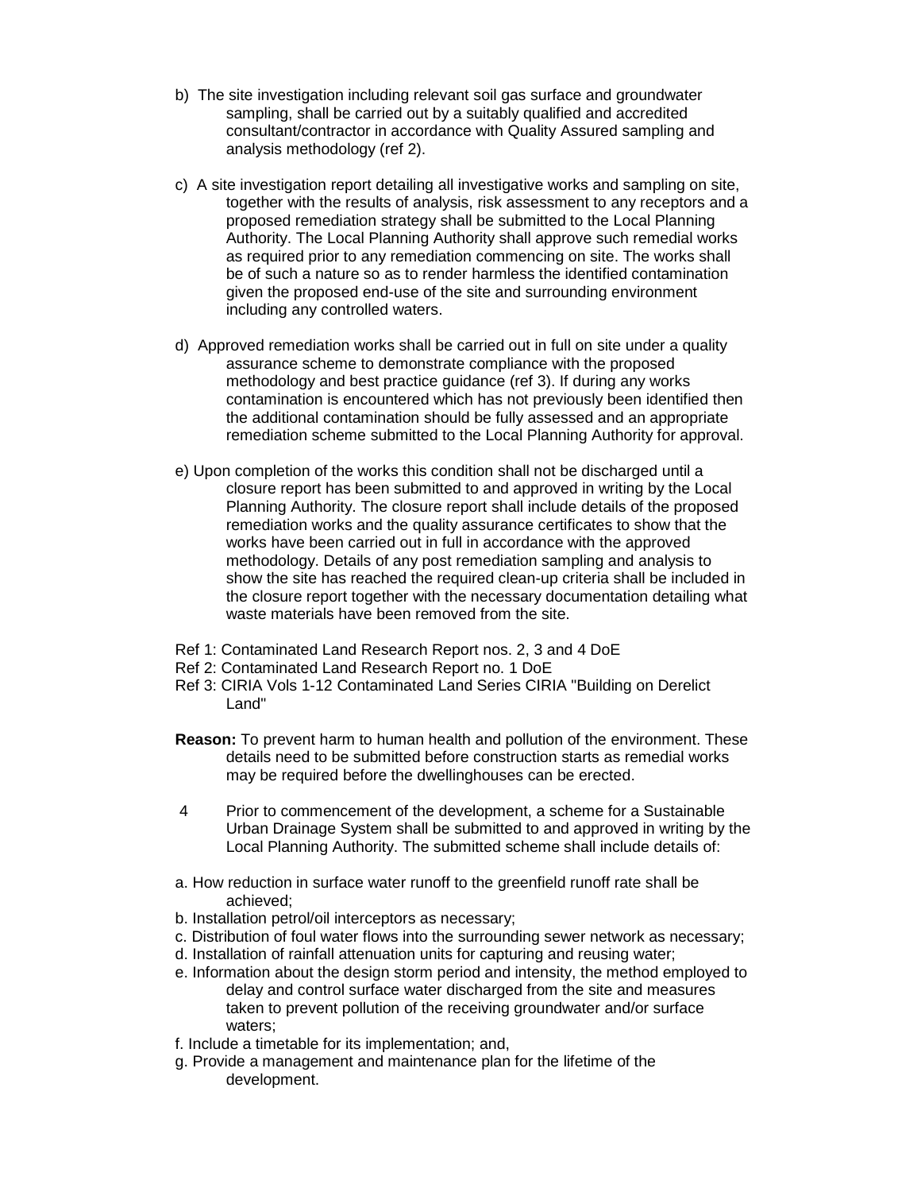b) The site investigation including relevant soil gas surface and groundwater sampling, shall be carried out by a suitably qualified and accredited consultant/contractor in accordance with Quality Assured sampling and analysis methodology (ref 2).

c) A site investigation report detailing all investigative works and sampling on site, together with the results of analysis, risk assessment to any receptors and a proposed remediation strategy shall be submitted to the Local Planning Authority. The Local Planning Authority shall approve such remedial works as required prior to any remediation commencing on site. The works shall be of such a nature so as to render harmless the identified contamination given the proposed end-use of the site and surrounding environment including any controlled waters.

d) Approved remediation works shall be carried out in full on site under a quality assurance scheme to demonstrate compliance with the proposed methodology and best practice guidance (ref 3). If during any works contamination is encountered which has not previously been identified then the additional contamination should be fully assessed and an appropriate remediation scheme submitted to the Local Planning Authority for approval.

e) Upon completion of the works this condition shall not be discharged until a closure report has been submitted to and approved in writing by the Local Planning Authority. The closure report shall include details of the proposed remediation works and the quality assurance certificates to show that the works have been carried out in full in accordance with the approved methodology. Details of any post remediation sampling and analysis to show the site has reached the required clean-up criteria shall be included in the closure report together with the necessary documentation detailing what waste materials have been removed from the site.

Ref 1: Contaminated Land Research Report nos. 2, 3 and 4 DoE
Ref 2: Contaminated Land Research Report no. 1 DoE
Ref 3: CIRIA Vols 1-12 Contaminated Land Series CIRIA "Building on Derelict Land"

**Reason:** To prevent harm to human health and pollution of the environment. These details need to be submitted before construction starts as remedial works may be required before the dwellinghouses can be erected.

4 Prior to commencement of the development, a scheme for a Sustainable Urban Drainage System shall be submitted to and approved in writing by the Local Planning Authority. The submitted scheme shall include details of:

a. How reduction in surface water runoff to the greenfield runoff rate shall be achieved;
b. Installation petrol/oil interceptors as necessary;
c. Distribution of foul water flows into the surrounding sewer network as necessary;
d. Installation of rainfall attenuation units for capturing and reusing water;
e. Information about the design storm period and intensity, the method employed to delay and control surface water discharged from the site and measures taken to prevent pollution of the receiving groundwater and/or surface waters;
f. Include a timetable for its implementation; and,
g. Provide a management and maintenance plan for the lifetime of the development.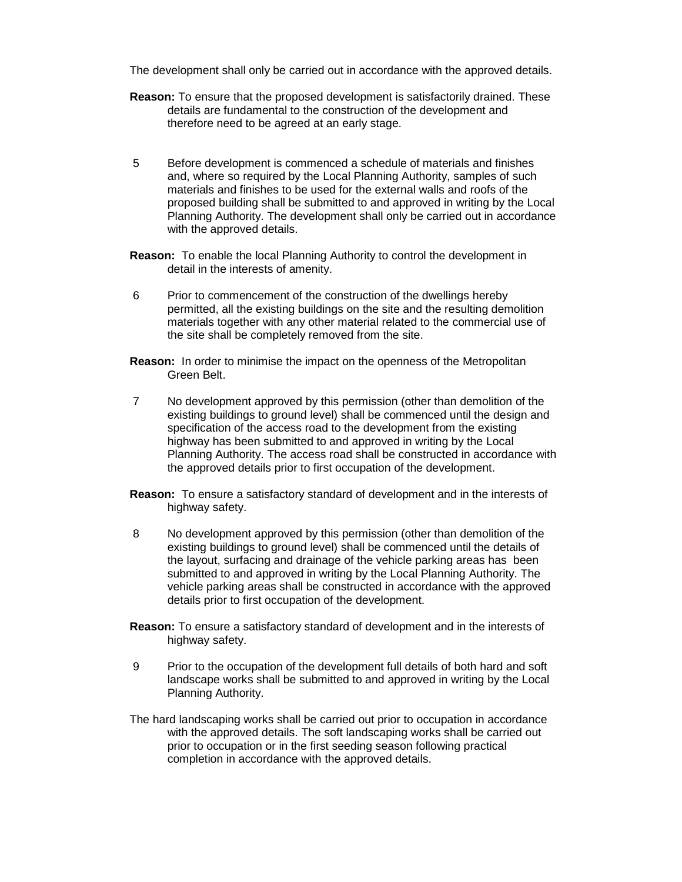The development shall only be carried out in accordance with the approved details.

**Reason:** To ensure that the proposed development is satisfactorily drained. These details are fundamental to the construction of the development and therefore need to be agreed at an early stage.

5 Before development is commenced a schedule of materials and finishes and, where so required by the Local Planning Authority, samples of such materials and finishes to be used for the external walls and roofs of the proposed building shall be submitted to and approved in writing by the Local Planning Authority. The development shall only be carried out in accordance with the approved details.

**Reason:** To enable the local Planning Authority to control the development in detail in the interests of amenity.

6 Prior to commencement of the construction of the dwellings hereby permitted, all the existing buildings on the site and the resulting demolition materials together with any other material related to the commercial use of the site shall be completely removed from the site.

**Reason:** In order to minimise the impact on the openness of the Metropolitan Green Belt.

7 No development approved by this permission (other than demolition of the existing buildings to ground level) shall be commenced until the design and specification of the access road to the development from the existing highway has been submitted to and approved in writing by the Local Planning Authority. The access road shall be constructed in accordance with the approved details prior to first occupation of the development.

**Reason:** To ensure a satisfactory standard of development and in the interests of highway safety.

8 No development approved by this permission (other than demolition of the existing buildings to ground level) shall be commenced until the details of the layout, surfacing and drainage of the vehicle parking areas has been submitted to and approved in writing by the Local Planning Authority. The vehicle parking areas shall be constructed in accordance with the approved details prior to first occupation of the development.

**Reason:** To ensure a satisfactory standard of development and in the interests of highway safety.

9 Prior to the occupation of the development full details of both hard and soft landscape works shall be submitted to and approved in writing by the Local Planning Authority.

The hard landscaping works shall be carried out prior to occupation in accordance with the approved details. The soft landscaping works shall be carried out prior to occupation or in the first seeding season following practical completion in accordance with the approved details.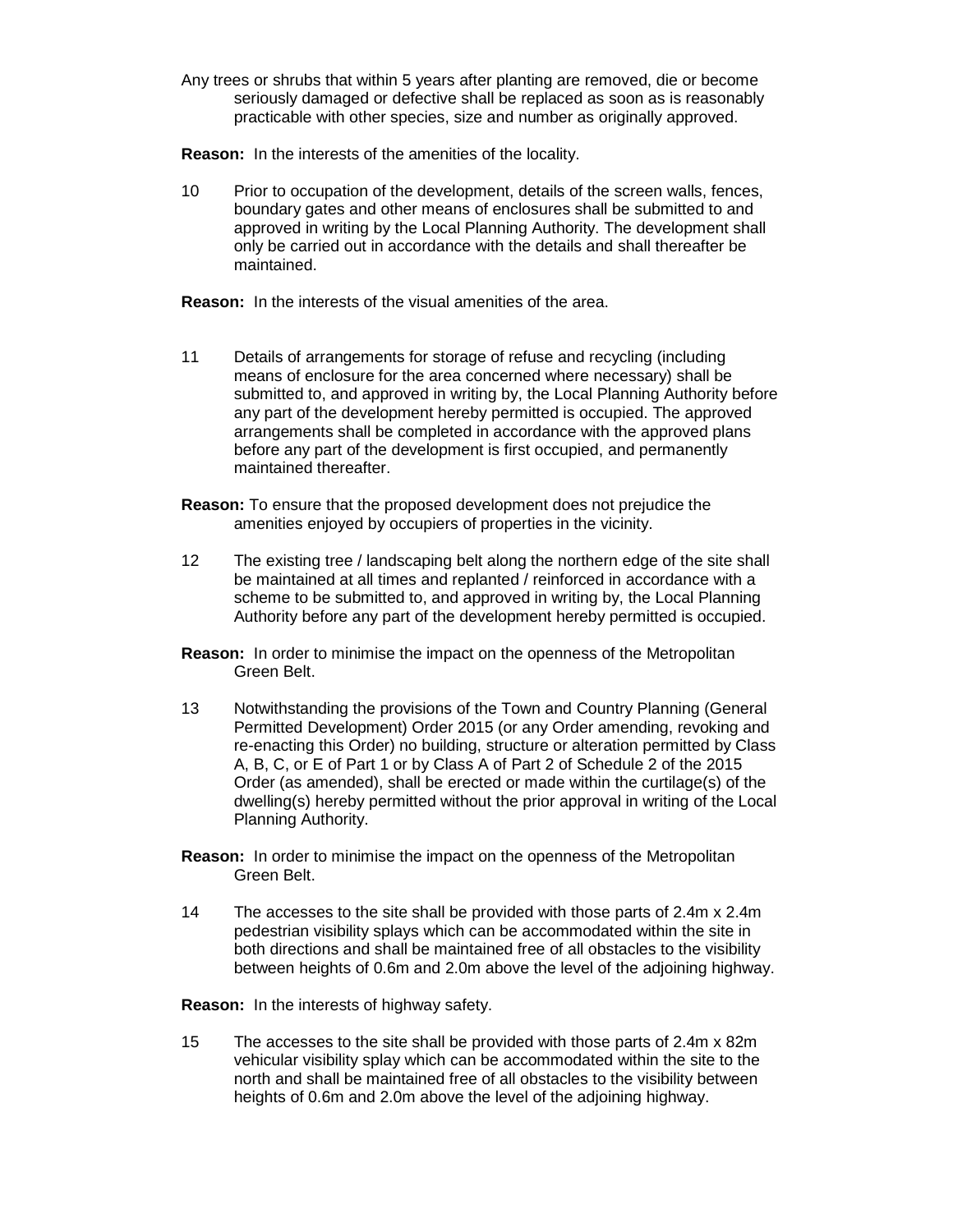Any trees or shrubs that within 5 years after planting are removed, die or become seriously damaged or defective shall be replaced as soon as is reasonably practicable with other species, size and number as originally approved.

**Reason:** In the interests of the amenities of the locality.

10 Prior to occupation of the development, details of the screen walls, fences, boundary gates and other means of enclosures shall be submitted to and approved in writing by the Local Planning Authority. The development shall only be carried out in accordance with the details and shall thereafter be maintained.

**Reason:** In the interests of the visual amenities of the area.

11 Details of arrangements for storage of refuse and recycling (including means of enclosure for the area concerned where necessary) shall be submitted to, and approved in writing by, the Local Planning Authority before any part of the development hereby permitted is occupied. The approved arrangements shall be completed in accordance with the approved plans before any part of the development is first occupied, and permanently maintained thereafter.

**Reason:** To ensure that the proposed development does not prejudice the amenities enjoyed by occupiers of properties in the vicinity.

12 The existing tree / landscaping belt along the northern edge of the site shall be maintained at all times and replanted / reinforced in accordance with a scheme to be submitted to, and approved in writing by, the Local Planning Authority before any part of the development hereby permitted is occupied.

**Reason:** In order to minimise the impact on the openness of the Metropolitan Green Belt.

13 Notwithstanding the provisions of the Town and Country Planning (General Permitted Development) Order 2015 (or any Order amending, revoking and re-enacting this Order) no building, structure or alteration permitted by Class A, B, C, or E of Part 1 or by Class A of Part 2 of Schedule 2 of the 2015 Order (as amended), shall be erected or made within the curtilage(s) of the dwelling(s) hereby permitted without the prior approval in writing of the Local Planning Authority.

**Reason:** In order to minimise the impact on the openness of the Metropolitan Green Belt.

14 The accesses to the site shall be provided with those parts of 2.4m x 2.4m pedestrian visibility splays which can be accommodated within the site in both directions and shall be maintained free of all obstacles to the visibility between heights of 0.6m and 2.0m above the level of the adjoining highway.

**Reason:** In the interests of highway safety.

15 The accesses to the site shall be provided with those parts of 2.4m x 82m vehicular visibility splay which can be accommodated within the site to the north and shall be maintained free of all obstacles to the visibility between heights of 0.6m and 2.0m above the level of the adjoining highway.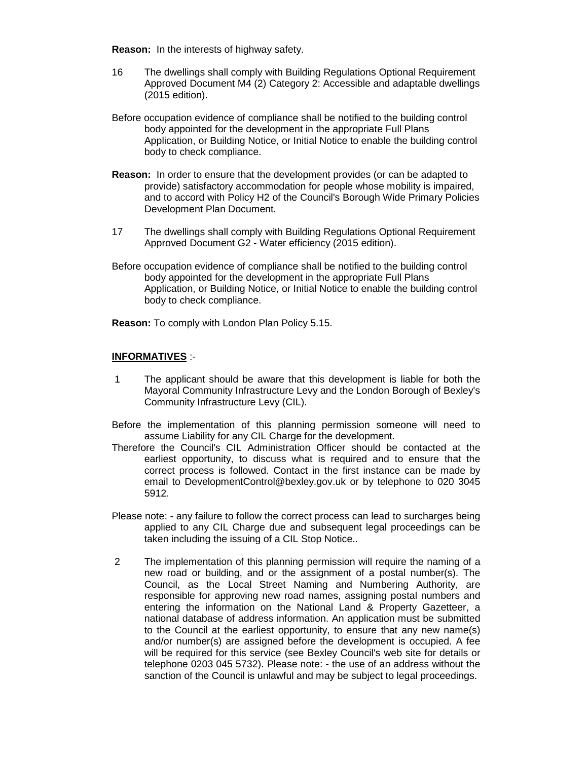**Reason:** In the interests of highway safety.

16 The dwellings shall comply with Building Regulations Optional Requirement Approved Document M4 (2) Category 2: Accessible and adaptable dwellings (2015 edition).

Before occupation evidence of compliance shall be notified to the building control body appointed for the development in the appropriate Full Plans Application, or Building Notice, or Initial Notice to enable the building control body to check compliance.

**Reason:** In order to ensure that the development provides (or can be adapted to provide) satisfactory accommodation for people whose mobility is impaired, and to accord with Policy H2 of the Council's Borough Wide Primary Policies Development Plan Document.

17 The dwellings shall comply with Building Regulations Optional Requirement Approved Document G2 - Water efficiency (2015 edition).

Before occupation evidence of compliance shall be notified to the building control body appointed for the development in the appropriate Full Plans Application, or Building Notice, or Initial Notice to enable the building control body to check compliance.

**Reason:** To comply with London Plan Policy 5.15.

**<u>INFORMATIVES</u>** :-

1 The applicant should be aware that this development is liable for both the Mayoral Community Infrastructure Levy and the London Borough of Bexley's Community Infrastructure Levy (CIL).

Before the implementation of this planning permission someone will need to assume Liability for any CIL Charge for the development.
Therefore the Council's CIL Administration Officer should be contacted at the earliest opportunity, to discuss what is required and to ensure that the correct process is followed. Contact in the first instance can be made by email to DevelopmentControl@bexley.gov.uk or by telephone to 020 3045 5912.

Please note: - any failure to follow the correct process can lead to surcharges being applied to any CIL Charge due and subsequent legal proceedings can be taken including the issuing of a CIL Stop Notice..

2 The implementation of this planning permission will require the naming of a new road or building, and or the assignment of a postal number(s). The Council, as the Local Street Naming and Numbering Authority, are responsible for approving new road names, assigning postal numbers and entering the information on the National Land & Property Gazetteer, a national database of address information. An application must be submitted to the Council at the earliest opportunity, to ensure that any new name(s) and/or number(s) are assigned before the development is occupied. A fee will be required for this service (see Bexley Council's web site for details or telephone 0203 045 5732). Please note: - the use of an address without the sanction of the Council is unlawful and may be subject to legal proceedings.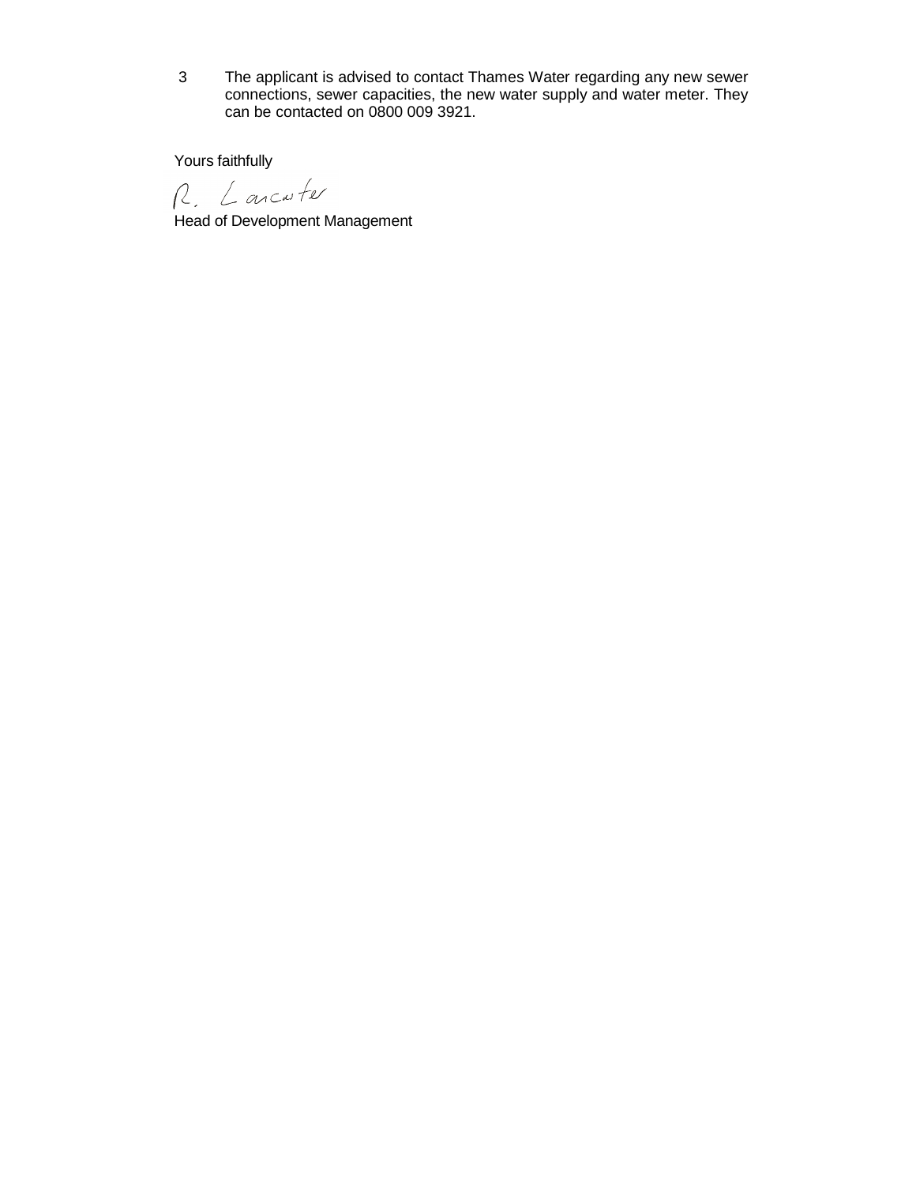3 The applicant is advised to contact Thames Water regarding any new sewer connections, sewer capacities, the new water supply and water meter. They can be contacted on 0800 009 3921.

Yours faithfully

R. Lancaster

Head of Development Management